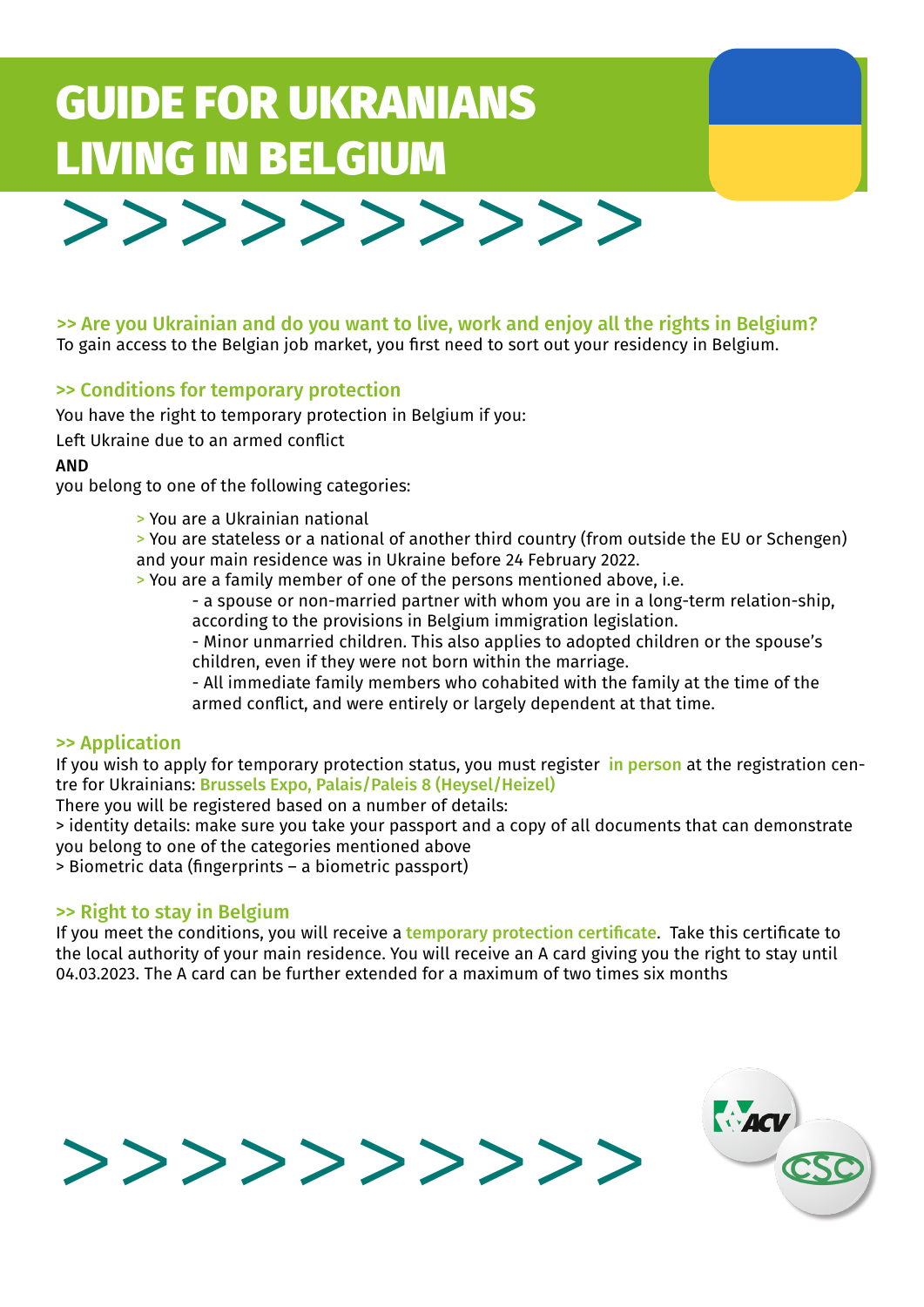# GUIDE FOR UKRANIANS LIVING IN BELGIUM

## >> Are you Ukrainian and do you want to live, work and enjoy all the rights in Belgium?

To gain access to the Belgian job market, you first need to sort out your residency in Belgium.

## >> Conditions for temporary protection

You have the right to temporary protection in Belgium if you:

Left Ukraine due to an armed conflict

**AND**

you belong to one of the following categories:

> You are a Ukrainian national

> You are stateless or a national of another third country (from outside the EU or Schengen) and your main residence was in Ukraine before 24 February 2022.

> You are a family member of one of the persons mentioned above, i.e.

- a spouse or non-married partner with whom you are in a long-term relation-ship, according to the provisions in Belgium immigration legislation.
- Minor unmarried children. This also applies to adopted children or the spouse's children, even if they were not born within the marriage.
- All immediate family members who cohabited with the family at the time of the armed conflict, and were entirely or largely dependent at that time.

## >> Application

If you wish to apply for temporary protection status, you must register **in person** at the registration centre for Ukrainians: **Brussels Expo, Palais/Paleis 8 (Heysel/Heizel)**

There you will be registered based on a number of details:

> identity details: make sure you take your passport and a copy of all documents that can demonstrate you belong to one of the categories mentioned above

> Biometric data (fingerprints – a biometric passport)

## >> Right to stay in Belgium

If you meet the conditions, you will receive a **temporary protection certificate**. Take this certificate to the local authority of your main residence. You will receive an A card giving you the right to stay until 04.03.2023. The A card can be further extended for a maximum of two times six months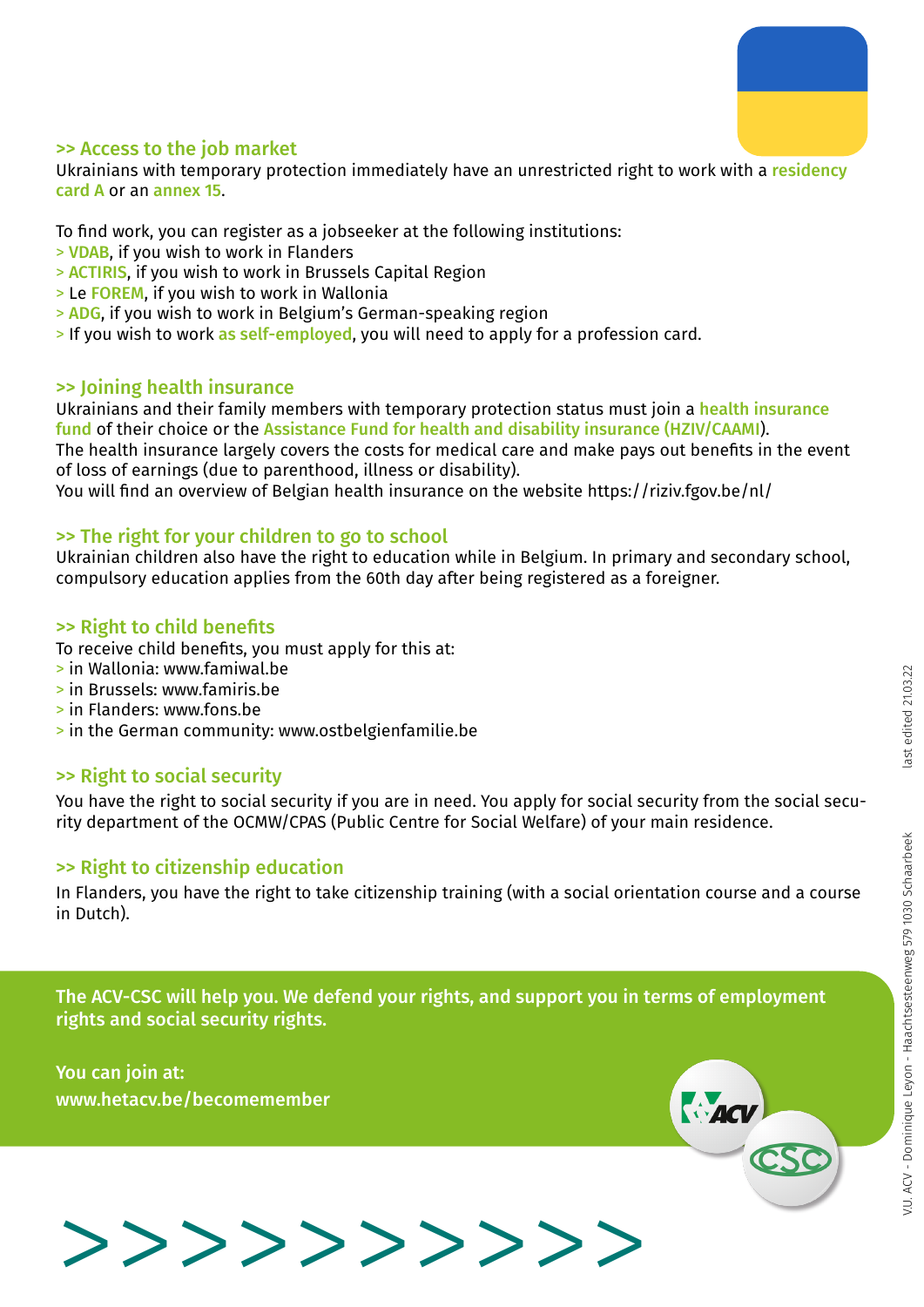## >> Access to the job market

Ukrainians with temporary protection immediately have an unrestricted right to work with a residency card A or an annex 15.

To find work, you can register as a jobseeker at the following institutions:

> VDAB, if you wish to work in Flanders
> ACTIRIS, if you wish to work in Brussels Capital Region
> Le FOREM, if you wish to work in Wallonia
> ADG, if you wish to work in Belgium's German-speaking region
> If you wish to work as self-employed, you will need to apply for a profession card.

## >> Joining health insurance

Ukrainians and their family members with temporary protection status must join a health insurance fund of their choice or the Assistance Fund for health and disability insurance (HZIV/CAAMI).
The health insurance largely covers the costs for medical care and make pays out benefits in the event of loss of earnings (due to parenthood, illness or disability).
You will find an overview of Belgian health insurance on the website https://riziv.fgov.be/nl/

## >> The right for your children to go to school

Ukrainian children also have the right to education while in Belgium. In primary and secondary school, compulsory education applies from the 60th day after being registered as a foreigner.

## >> Right to child benefits

To receive child benefits, you must apply for this at:

> in Wallonia: www.famiwal.be
> in Brussels: www.famiris.be
> in Flanders: www.fons.be
> in the German community: www.ostbelgienfamilie.be

## >> Right to social security

You have the right to social security if you are in need. You apply for social security from the social security department of the OCMW/CPAS (Public Centre for Social Welfare) of your main residence.

## >> Right to citizenship education

In Flanders, you have the right to take citizenship training (with a social orientation course and a course in Dutch).

**The ACV-CSC will help you. We defend your rights, and support you in terms of employment rights and social security rights.**

**You can join at:**
**www.hetacv.be/becomemember**

ACV CSC

last edited 21.03.22

V.U. ACV - Dominique Leyon - Haachtsesteenweg 579 1030 Schaarbeek